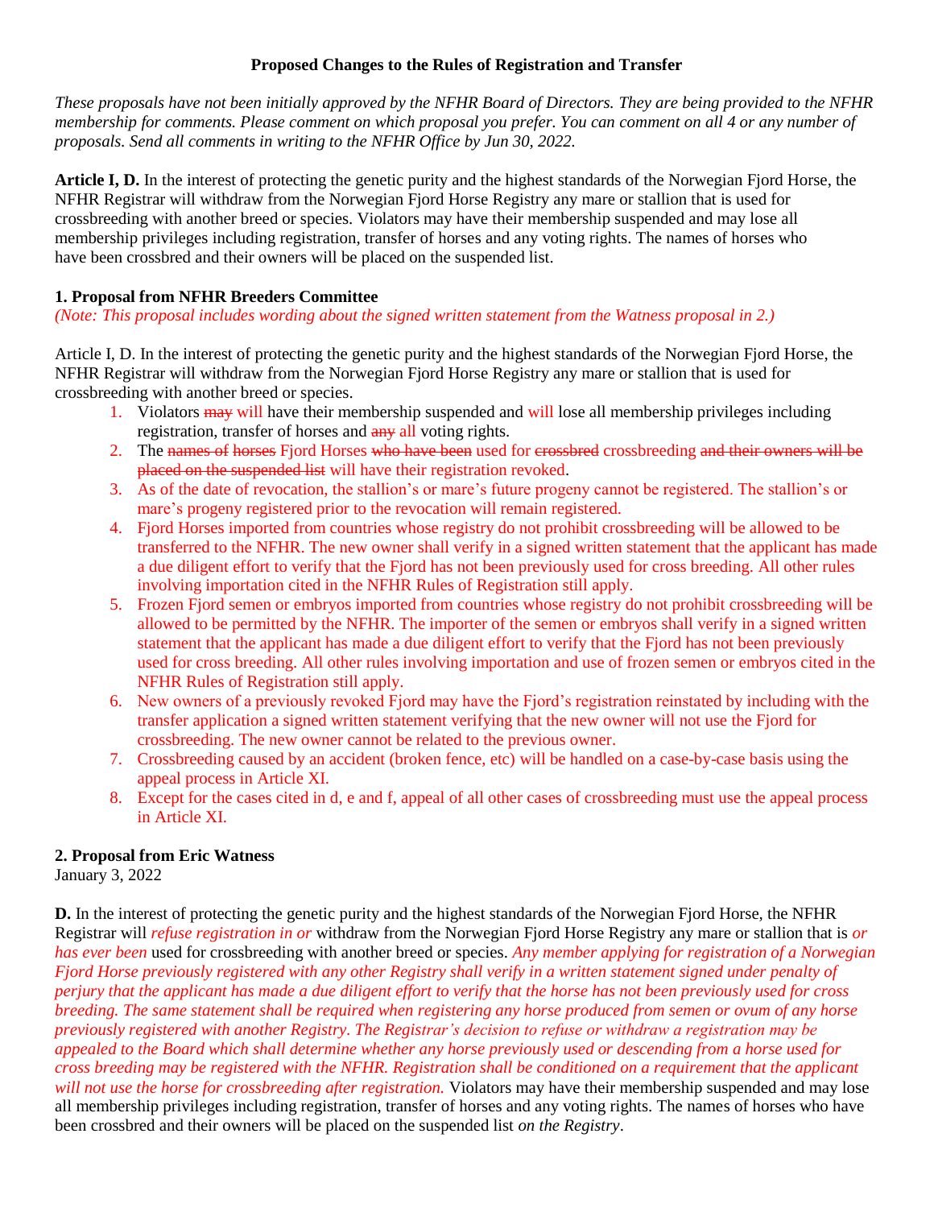**Proposed Changes to the Rules of Registration and Transfer**

*These proposals have not been initially approved by the NFHR Board of Directors. They are being provided to the NFHR membership for comments. Please comment on which proposal you prefer. You can comment on all 4 or any number of proposals. Send all comments in writing to the NFHR Office by Jun 30, 2022.*

**Article I, D.** In the interest of protecting the genetic purity and the highest standards of the Norwegian Fjord Horse, the NFHR Registrar will withdraw from the Norwegian Fjord Horse Registry any mare or stallion that is used for crossbreeding with another breed or species. Violators may have their membership suspended and may lose all membership privileges including registration, transfer of horses and any voting rights. The names of horses who have been crossbred and their owners will be placed on the suspended list.

**1. Proposal from NFHR Breeders Committee**

*(Note: This proposal includes wording about the signed written statement from the Watness proposal in 2.)*

Article I, D. In the interest of protecting the genetic purity and the highest standards of the Norwegian Fjord Horse, the NFHR Registrar will withdraw from the Norwegian Fjord Horse Registry any mare or stallion that is used for crossbreeding with another breed or species.

1. Violators ~~may~~ will have their membership suspended and will lose all membership privileges including registration, transfer of horses and ~~any~~ all voting rights.
2. The ~~names of horses~~ Fjord Horses ~~who have been~~ used for ~~crossbred~~ crossbreeding ~~and their owners will be placed on the suspended list~~ will have their registration revoked.
3. As of the date of revocation, the stallion's or mare's future progeny cannot be registered. The stallion's or mare's progeny registered prior to the revocation will remain registered.
4. Fjord Horses imported from countries whose registry do not prohibit crossbreeding will be allowed to be transferred to the NFHR. The new owner shall verify in a signed written statement that the applicant has made a due diligent effort to verify that the Fjord has not been previously used for cross breeding. All other rules involving importation cited in the NFHR Rules of Registration still apply.
5. Frozen Fjord semen or embryos imported from countries whose registry do not prohibit crossbreeding will be allowed to be permitted by the NFHR. The importer of the semen or embryos shall verify in a signed written statement that the applicant has made a due diligent effort to verify that the Fjord has not been previously used for cross breeding. All other rules involving importation and use of frozen semen or embryos cited in the NFHR Rules of Registration still apply.
6. New owners of a previously revoked Fjord may have the Fjord's registration reinstated by including with the transfer application a signed written statement verifying that the new owner will not use the Fjord for crossbreeding. The new owner cannot be related to the previous owner.
7. Crossbreeding caused by an accident (broken fence, etc) will be handled on a case-by-case basis using the appeal process in Article XI.
8. Except for the cases cited in d, e and f, appeal of all other cases of crossbreeding must use the appeal process in Article XI.

**2. Proposal from Eric Watness**

January 3, 2022

**D.** In the interest of protecting the genetic purity and the highest standards of the Norwegian Fjord Horse, the NFHR Registrar will *refuse registration in or* withdraw from the Norwegian Fjord Horse Registry any mare or stallion that is *or has ever been* used for crossbreeding with another breed or species. *Any member applying for registration of a Norwegian Fjord Horse previously registered with any other Registry shall verify in a written statement signed under penalty of perjury that the applicant has made a due diligent effort to verify that the horse has not been previously used for cross breeding. The same statement shall be required when registering any horse produced from semen or ovum of any horse previously registered with another Registry. The Registrar's decision to refuse or withdraw a registration may be appealed to the Board which shall determine whether any horse previously used or descending from a horse used for cross breeding may be registered with the NFHR. Registration shall be conditioned on a requirement that the applicant will not use the horse for crossbreeding after registration.* Violators may have their membership suspended and may lose all membership privileges including registration, transfer of horses and any voting rights. The names of horses who have been crossbred and their owners will be placed on the suspended list *on the Registry*.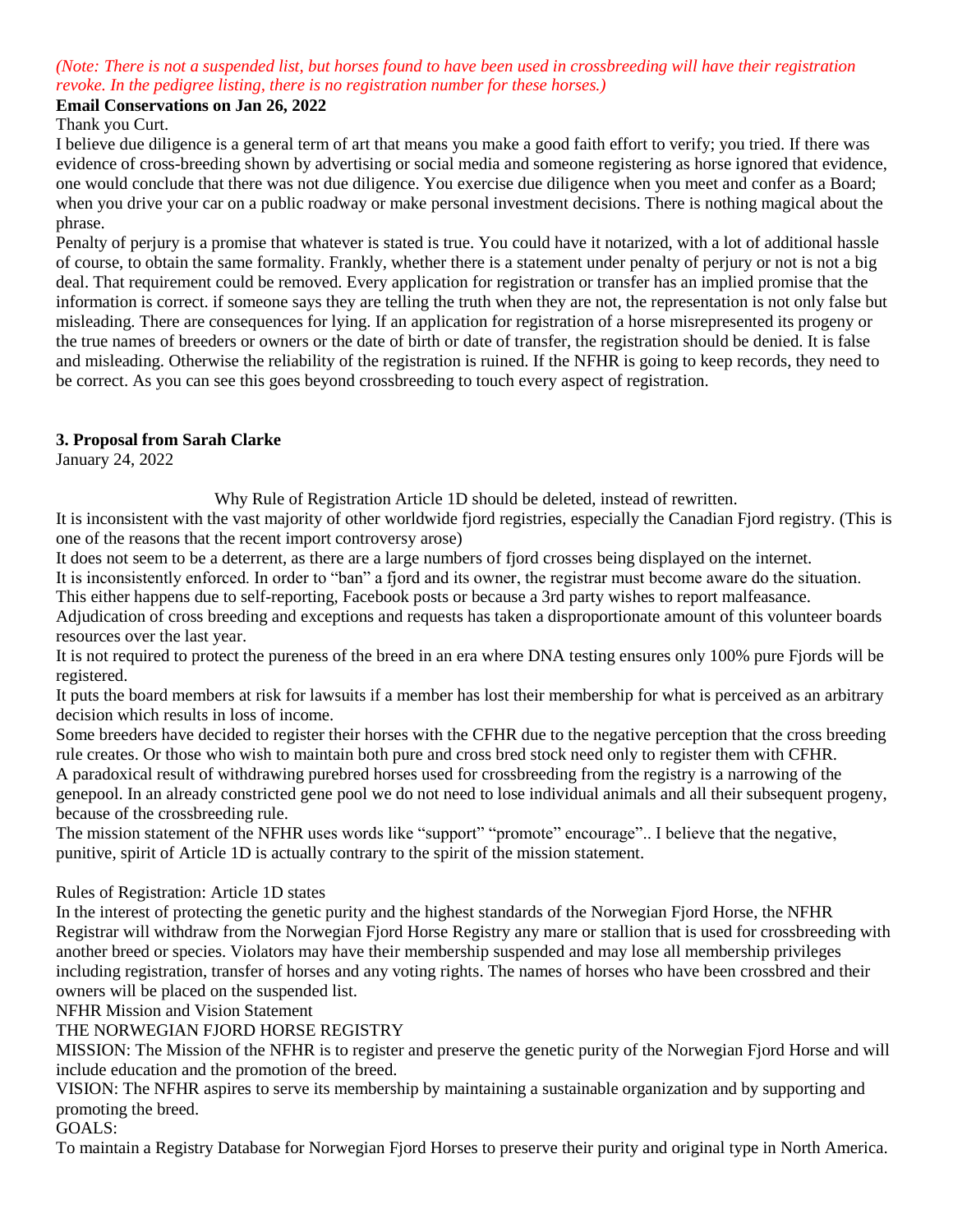*(Note: There is not a suspended list, but horses found to have been used in crossbreeding will have their registration revoke. In the pedigree listing, there is no registration number for these horses.)*

**Email Conservations on Jan 26, 2022**

Thank you Curt.

I believe due diligence is a general term of art that means you make a good faith effort to verify; you tried. If there was evidence of cross-breeding shown by advertising or social media and someone registering as horse ignored that evidence, one would conclude that there was not due diligence. You exercise due diligence when you meet and confer as a Board; when you drive your car on a public roadway or make personal investment decisions. There is nothing magical about the phrase.

Penalty of perjury is a promise that whatever is stated is true. You could have it notarized, with a lot of additional hassle of course, to obtain the same formality. Frankly, whether there is a statement under penalty of perjury or not is not a big deal. That requirement could be removed. Every application for registration or transfer has an implied promise that the information is correct. if someone says they are telling the truth when they are not, the representation is not only false but misleading. There are consequences for lying. If an application for registration of a horse misrepresented its progeny or the true names of breeders or owners or the date of birth or date of transfer, the registration should be denied. It is false and misleading. Otherwise the reliability of the registration is ruined. If the NFHR is going to keep records, they need to be correct. As you can see this goes beyond crossbreeding to touch every aspect of registration.

**3. Proposal from Sarah Clarke**

January 24, 2022

Why Rule of Registration Article 1D should be deleted, instead of rewritten.

It is inconsistent with the vast majority of other worldwide fjord registries, especially the Canadian Fjord registry. (This is one of the reasons that the recent import controversy arose)

It does not seem to be a deterrent, as there are a large numbers of fjord crosses being displayed on the internet.

It is inconsistently enforced. In order to "ban" a fjord and its owner, the registrar must become aware do the situation. This either happens due to self-reporting, Facebook posts or because a 3rd party wishes to report malfeasance.

Adjudication of cross breeding and exceptions and requests has taken a disproportionate amount of this volunteer boards resources over the last year.

It is not required to protect the pureness of the breed in an era where DNA testing ensures only 100% pure Fjords will be registered.

It puts the board members at risk for lawsuits if a member has lost their membership for what is perceived as an arbitrary decision which results in loss of income.

Some breeders have decided to register their horses with the CFHR due to the negative perception that the cross breeding rule creates. Or those who wish to maintain both pure and cross bred stock need only to register them with CFHR.

A paradoxical result of withdrawing purebred horses used for crossbreeding from the registry is a narrowing of the genepool. In an already constricted gene pool we do not need to lose individual animals and all their subsequent progeny, because of the crossbreeding rule.

The mission statement of the NFHR uses words like "support" "promote" encourage".. I believe that the negative, punitive, spirit of Article 1D is actually contrary to the spirit of the mission statement.

Rules of Registration: Article 1D states

In the interest of protecting the genetic purity and the highest standards of the Norwegian Fjord Horse, the NFHR Registrar will withdraw from the Norwegian Fjord Horse Registry any mare or stallion that is used for crossbreeding with another breed or species. Violators may have their membership suspended and may lose all membership privileges including registration, transfer of horses and any voting rights. The names of horses who have been crossbred and their owners will be placed on the suspended list.

NFHR Mission and Vision Statement

THE NORWEGIAN FJORD HORSE REGISTRY

MISSION: The Mission of the NFHR is to register and preserve the genetic purity of the Norwegian Fjord Horse and will include education and the promotion of the breed.

VISION: The NFHR aspires to serve its membership by maintaining a sustainable organization and by supporting and promoting the breed.

GOALS:

To maintain a Registry Database for Norwegian Fjord Horses to preserve their purity and original type in North America.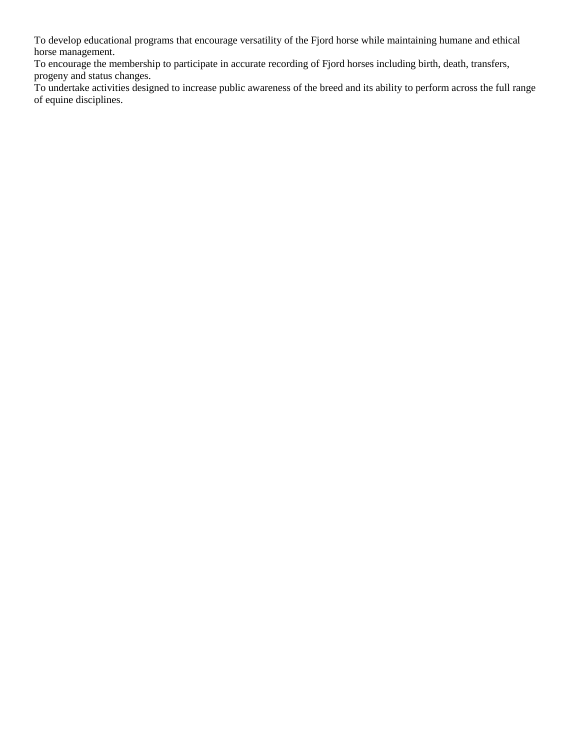To develop educational programs that encourage versatility of the Fjord horse while maintaining humane and ethical horse management.

To encourage the membership to participate in accurate recording of Fjord horses including birth, death, transfers, progeny and status changes.

To undertake activities designed to increase public awareness of the breed and its ability to perform across the full range of equine disciplines.